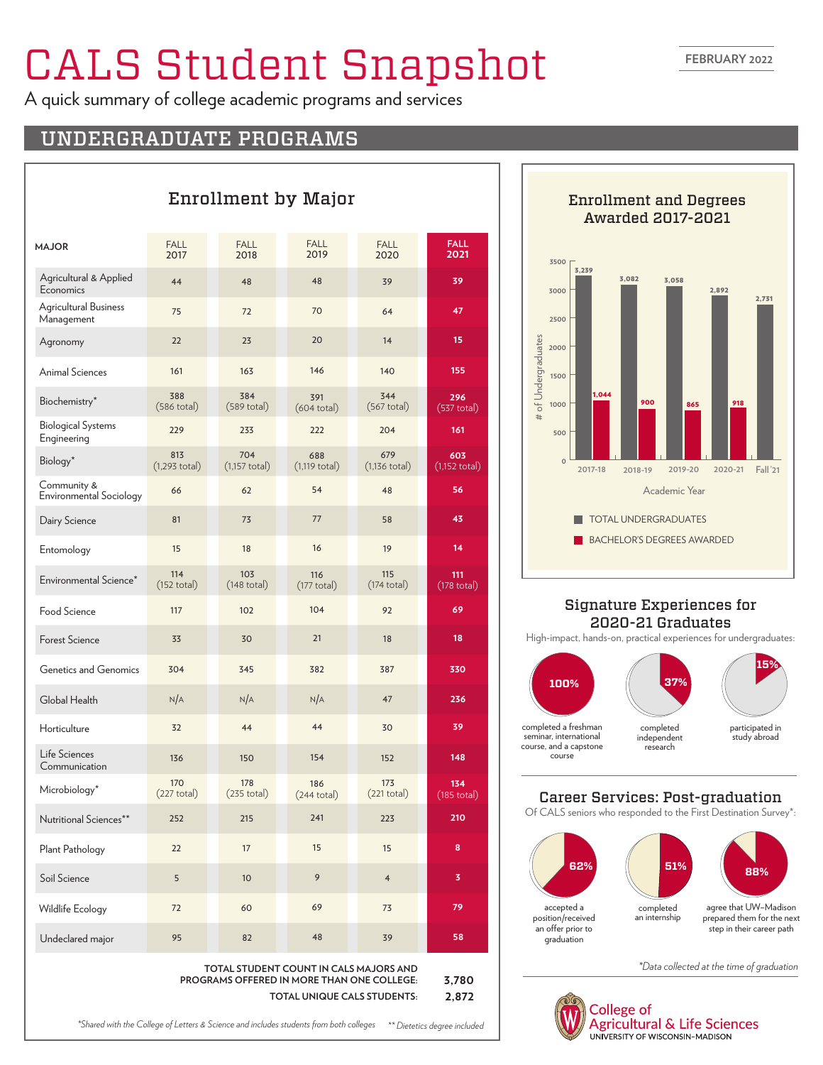# CALS Student Snapshot

FEBRUARY 2022

A quick summary of college academic programs and services

## UNDERGRADUATE PROGRAMS

### Enrollment by Major

| MAJOR | FALL 2017 | FALL 2018 | FALL 2019 | FALL 2020 | FALL 2021 |
|---|---|---|---|---|---|
| Agricultural & Applied Economics | 44 | 48 | 48 | 39 | **39** |
| Agricultural Business Management | 75 | 72 | 70 | 64 | **47** |
| Agronomy | 22 | 23 | 20 | 14 | **15** |
| Animal Sciences | 161 | 163 | 146 | 140 | **155** |
| Biochemistry* | 388 (586 total) | 384 (589 total) | 391 (604 total) | 344 (567 total) | **296** (537 total) |
| Biological Systems Engineering | 229 | 233 | 222 | 204 | **161** |
| Biology* | 813 (1,293 total) | 704 (1,157 total) | 688 (1,119 total) | 679 (1,136 total) | **603** (1,152 total) |
| Community & Environmental Sociology | 66 | 62 | 54 | 48 | **56** |
| Dairy Science | 81 | 73 | 77 | 58 | **43** |
| Entomology | 15 | 18 | 16 | 19 | **14** |
| Environmental Science* | 114 (152 total) | 103 (148 total) | 116 (177 total) | 115 (174 total) | **111** (178 total) |
| Food Science | 117 | 102 | 104 | 92 | **69** |
| Forest Science | 33 | 30 | 21 | 18 | **18** |
| Genetics and Genomics | 304 | 345 | 382 | 387 | **330** |
| Global Health | N/A | N/A | N/A | 47 | **236** |
| Horticulture | 32 | 44 | 44 | 30 | **39** |
| Life Sciences Communication | 136 | 150 | 154 | 152 | **148** |
| Microbiology* | 170 (227 total) | 178 (235 total) | 186 (244 total) | 173 (221 total) | **134** (185 total) |
| Nutritional Sciences** | 252 | 215 | 241 | 223 | **210** |
| Plant Pathology | 22 | 17 | 15 | 15 | **8** |
| Soil Science | 5 | 10 | 9 | 4 | **3** |
| Wildlife Ecology | 72 | 60 | 69 | 73 | **79** |
| Undeclared major | 95 | 82 | 48 | 39 | **58** |

**TOTAL STUDENT COUNT IN CALS MAJORS AND PROGRAMS OFFERED IN MORE THAN ONE COLLEGE: 3,780**

**TOTAL UNIQUE CALS STUDENTS: 2,872**

*Shared with the College of Letters & Science and includes students from both colleges ** Dietetics degree included

### Enrollment and Degrees Awarded 2017-2021

| Academic Year | TOTAL UNDERGRADUATES | BACHELOR'S DEGREES AWARDED |
|---|---|---|
| 2017-18 | 3,239 | 1,044 |
| 2018-19 | 3,082 | 900 |
| 2019-20 | 3,058 | 865 |
| 2020-21 | 2,892 | 918 |
| Fall '21 | 2,731 | |

### Signature Experiences for 2020-21 Graduates

High-impact, hands-on, practical experiences for undergraduates:

- **100%** completed a freshman seminar, international course, and a capstone course
- **37%** completed independent research
- **15%** participated in study abroad

### Career Services: Post-graduation

Of CALS seniors who responded to the First Destination Survey*:

- **62%** accepted a position/received an offer prior to graduation
- **51%** completed an internship
- **88%** agree that UW–Madison prepared them for the next step in their career path

*Data collected at the time of graduation*

College of Agricultural & Life Sciences
UNIVERSITY OF WISCONSIN–MADISON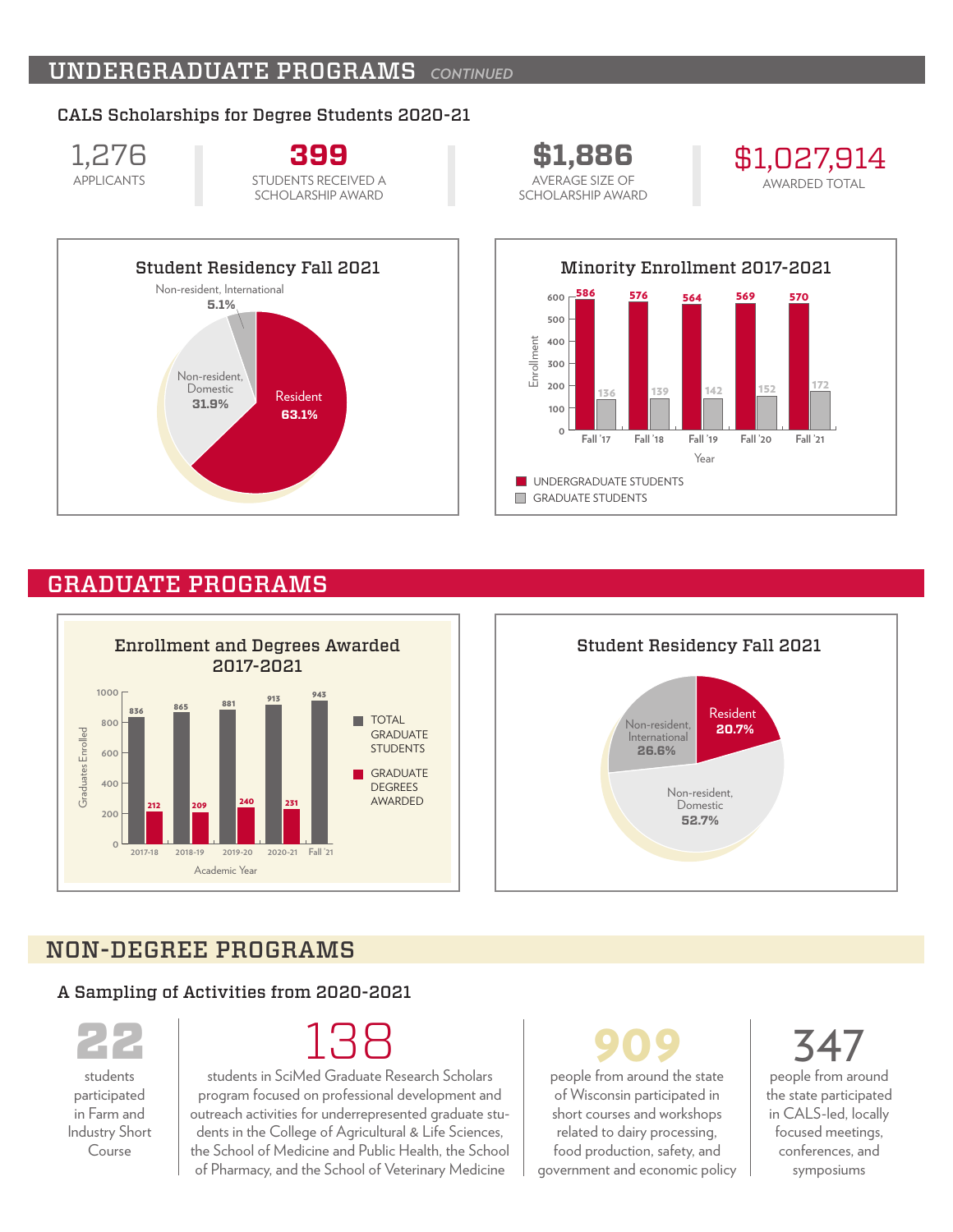# UNDERGRADUATE PROGRAMS *CONTINUED*

## CALS Scholarships for Degree Students 2020-21

**1,276**
APPLICANTS

**399**
STUDENTS RECEIVED A SCHOLARSHIP AWARD

**$1,886**
AVERAGE SIZE OF SCHOLARSHIP AWARD

**$1,027,914**
AWARDED TOTAL

### Student Residency Fall 2021

Non-resident, International
5.1%

Non-resident, Domestic
31.9%

Resident
63.1%

### Minority Enrollment 2017-2021

Enrollment

600
500
400
300
200
100
0

Fall '17: 586, 136
Fall '18: 576, 139
Fall '19: 564, 142
Fall '20: 569, 152
Fall '21: 570, 172

Year

UNDERGRADUATE STUDENTS
GRADUATE STUDENTS

# GRADUATE PROGRAMS

### Enrollment and Degrees Awarded 2017-2021

Graduates Enrolled

1000
800
600
400
200
0

2017-18: 836, 212
2018-19: 865, 209
2019-20: 881, 240
2020-21: 913, 231
Fall '21: 943

Academic Year

TOTAL GRADUATE STUDENTS
GRADUATE DEGREES AWARDED

### Student Residency Fall 2021

Resident
20.7%

Non-resident, International
26.6%

Non-resident, Domestic
52.7%

# NON-DEGREE PROGRAMS

## A Sampling of Activities from 2020-2021

**22**
students participated in Farm and Industry Short Course

**138**
students in SciMed Graduate Research Scholars program focused on professional development and outreach activities for underrepresented graduate students in the College of Agricultural & Life Sciences, the School of Medicine and Public Health, the School of Pharmacy, and the School of Veterinary Medicine

**909**
people from around the state of Wisconsin participated in short courses and workshops related to dairy processing, food production, safety, and government and economic policy

**347**
people from around the state participated in CALS-led, locally focused meetings, conferences, and symposiums